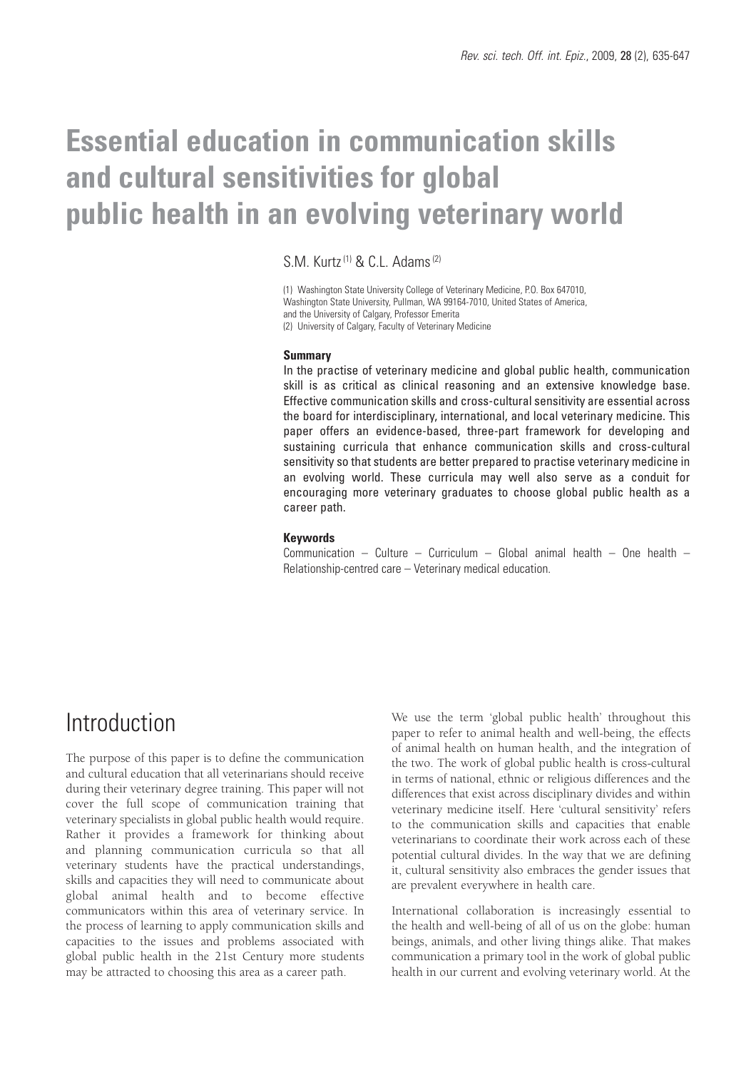# Essential education in communication skills and cultural sensitivities for global public health in an evolving veterinary world

S.M. Kurtz [(1)] & C.L. Adams [(2)]

(1) Washington State University College of Veterinary Medicine, P.O. Box 647010, Washington State University, Pullman, WA 99164-7010, United States of America, and the University of Calgary, Professor Emerita
(2) University of Calgary, Faculty of Veterinary Medicine

**Summary**

In the practise of veterinary medicine and global public health, communication skill is as critical as clinical reasoning and an extensive knowledge base. Effective communication skills and cross-cultural sensitivity are essential across the board for interdisciplinary, international, and local veterinary medicine. This paper offers an evidence-based, three-part framework for developing and sustaining curricula that enhance communication skills and cross-cultural sensitivity so that students are better prepared to practise veterinary medicine in an evolving world. These curricula may well also serve as a conduit for encouraging more veterinary graduates to choose global public health as a career path.

**Keywords**

Communication – Culture – Curriculum – Global animal health – One health – Relationship-centred care – Veterinary medical education.

## Introduction

The purpose of this paper is to define the communication and cultural education that all veterinarians should receive during their veterinary degree training. This paper will not cover the full scope of communication training that veterinary specialists in global public health would require. Rather it provides a framework for thinking about and planning communication curricula so that all veterinary students have the practical understandings, skills and capacities they will need to communicate about global animal health and to become effective communicators within this area of veterinary service. In the process of learning to apply communication skills and capacities to the issues and problems associated with global public health in the 21st Century more students may be attracted to choosing this area as a career path.

We use the term 'global public health' throughout this paper to refer to animal health and well-being, the effects of animal health on human health, and the integration of the two. The work of global public health is cross-cultural in terms of national, ethnic or religious differences and the differences that exist across disciplinary divides and within veterinary medicine itself. Here 'cultural sensitivity' refers to the communication skills and capacities that enable veterinarians to coordinate their work across each of these potential cultural divides. In the way that we are defining it, cultural sensitivity also embraces the gender issues that are prevalent everywhere in health care.

International collaboration is increasingly essential to the health and well-being of all of us on the globe: human beings, animals, and other living things alike. That makes communication a primary tool in the work of global public health in our current and evolving veterinary world. At the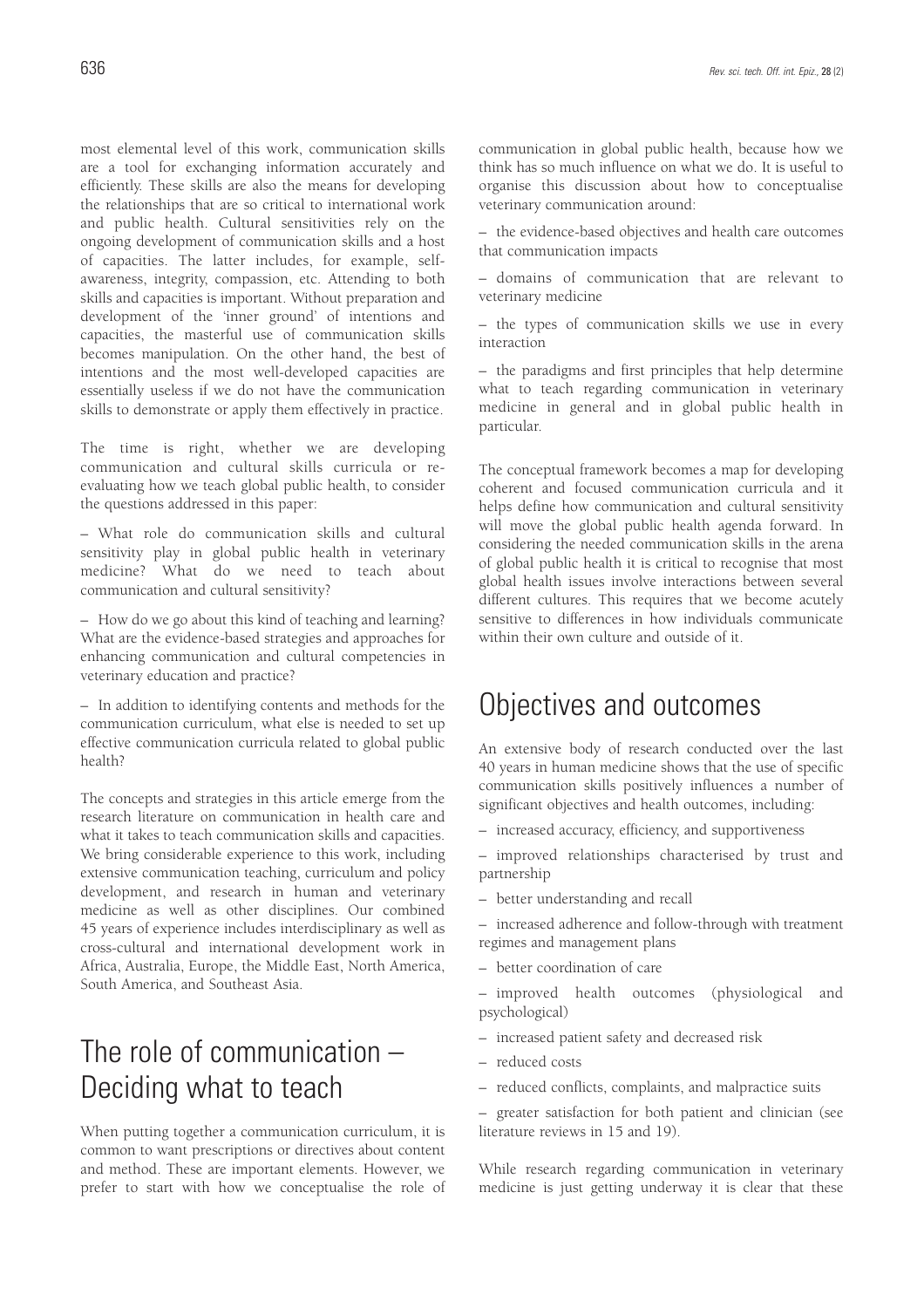most elemental level of this work, communication skills are a tool for exchanging information accurately and efficiently. These skills are also the means for developing the relationships that are so critical to international work and public health. Cultural sensitivities rely on the ongoing development of communication skills and a host of capacities. The latter includes, for example, self-awareness, integrity, compassion, etc. Attending to both skills and capacities is important. Without preparation and development of the 'inner ground' of intentions and capacities, the masterful use of communication skills becomes manipulation. On the other hand, the best of intentions and the most well-developed capacities are essentially useless if we do not have the communication skills to demonstrate or apply them effectively in practice.

The time is right, whether we are developing communication and cultural skills curricula or re-evaluating how we teach global public health, to consider the questions addressed in this paper:

– What role do communication skills and cultural sensitivity play in global public health in veterinary medicine? What do we need to teach about communication and cultural sensitivity?

– How do we go about this kind of teaching and learning? What are the evidence-based strategies and approaches for enhancing communication and cultural competencies in veterinary education and practice?

– In addition to identifying contents and methods for the communication curriculum, what else is needed to set up effective communication curricula related to global public health?

The concepts and strategies in this article emerge from the research literature on communication in health care and what it takes to teach communication skills and capacities. We bring considerable experience to this work, including extensive communication teaching, curriculum and policy development, and research in human and veterinary medicine as well as other disciplines. Our combined 45 years of experience includes interdisciplinary as well as cross-cultural and international development work in Africa, Australia, Europe, the Middle East, North America, South America, and Southeast Asia.

# The role of communication – Deciding what to teach

When putting together a communication curriculum, it is common to want prescriptions or directives about content and method. These are important elements. However, we prefer to start with how we conceptualise the role of communication in global public health, because how we think has so much influence on what we do. It is useful to organise this discussion about how to conceptualise veterinary communication around:

– the evidence-based objectives and health care outcomes that communication impacts

– domains of communication that are relevant to veterinary medicine

– the types of communication skills we use in every interaction

– the paradigms and first principles that help determine what to teach regarding communication in veterinary medicine in general and in global public health in particular.

The conceptual framework becomes a map for developing coherent and focused communication curricula and it helps define how communication and cultural sensitivity will move the global public health agenda forward. In considering the needed communication skills in the arena of global public health it is critical to recognise that most global health issues involve interactions between several different cultures. This requires that we become acutely sensitive to differences in how individuals communicate within their own culture and outside of it.

# Objectives and outcomes

An extensive body of research conducted over the last 40 years in human medicine shows that the use of specific communication skills positively influences a number of significant objectives and health outcomes, including:

– increased accuracy, efficiency, and supportiveness

– improved relationships characterised by trust and partnership

– better understanding and recall

– increased adherence and follow-through with treatment regimes and management plans

– better coordination of care

– improved health outcomes (physiological and psychological)

– increased patient safety and decreased risk

– reduced costs

– reduced conflicts, complaints, and malpractice suits

– greater satisfaction for both patient and clinician (see literature reviews in 15 and 19).

While research regarding communication in veterinary medicine is just getting underway it is clear that these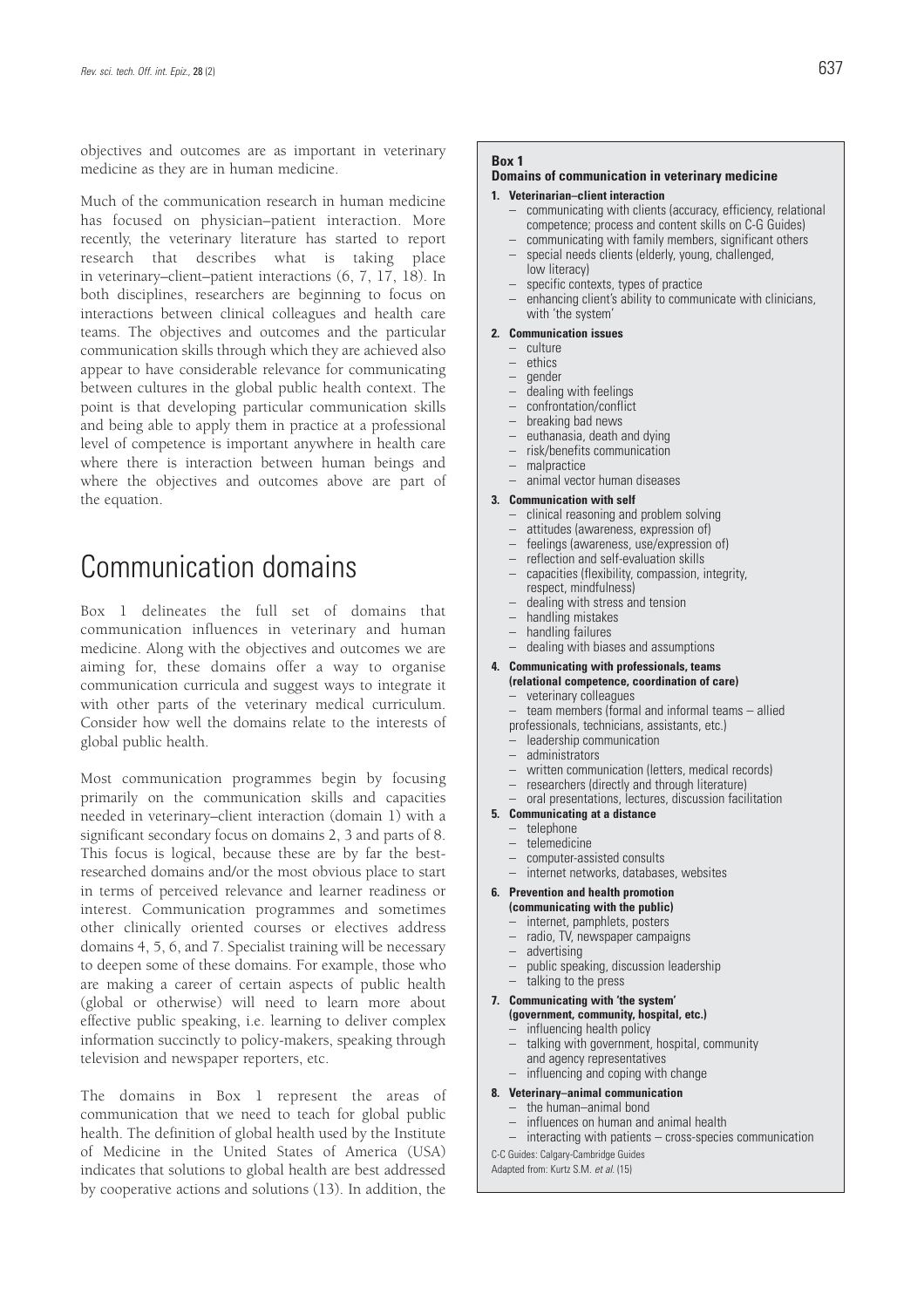objectives and outcomes are as important in veterinary medicine as they are in human medicine.

Much of the communication research in human medicine has focused on physician–patient interaction. More recently, the veterinary literature has started to report research that describes what is taking place in veterinary–client–patient interactions (6, 7, 17, 18). In both disciplines, researchers are beginning to focus on interactions between clinical colleagues and health care teams. The objectives and outcomes and the particular communication skills through which they are achieved also appear to have considerable relevance for communicating between cultures in the global public health context. The point is that developing particular communication skills and being able to apply them in practice at a professional level of competence is important anywhere in health care where there is interaction between human beings and where the objectives and outcomes above are part of the equation.

## Communication domains

Box 1 delineates the full set of domains that communication influences in veterinary and human medicine. Along with the objectives and outcomes we are aiming for, these domains offer a way to organise communication curricula and suggest ways to integrate it with other parts of the veterinary medical curriculum. Consider how well the domains relate to the interests of global public health.

Most communication programmes begin by focusing primarily on the communication skills and capacities needed in veterinary–client interaction (domain 1) with a significant secondary focus on domains 2, 3 and parts of 8. This focus is logical, because these are by far the best-researched domains and/or the most obvious place to start in terms of perceived relevance and learner readiness or interest. Communication programmes and sometimes other clinically oriented courses or electives address domains 4, 5, 6, and 7. Specialist training will be necessary to deepen some of these domains. For example, those who are making a career of certain aspects of public health (global or otherwise) will need to learn more about effective public speaking, i.e. learning to deliver complex information succinctly to policy-makers, speaking through television and newspaper reporters, etc.

The domains in Box 1 represent the areas of communication that we need to teach for global public health. The definition of global health used by the Institute of Medicine in the United States of America (USA) indicates that solutions to global health are best addressed by cooperative actions and solutions (13). In addition, the

**Box 1**
**Domains of communication in veterinary medicine**

**1. Veterinarian–client interaction**
- communicating with clients (accuracy, efficiency, relational competence; process and content skills on C-G Guides)
- communicating with family members, significant others
- special needs clients (elderly, young, challenged, low literacy)
- specific contexts, types of practice
- enhancing client's ability to communicate with clinicians, with 'the system'

**2. Communication issues**
- culture
- ethics
- gender
- dealing with feelings
- confrontation/conflict
- breaking bad news
- euthanasia, death and dying
- risk/benefits communication
- malpractice
- animal vector human diseases

**3. Communication with self**
- clinical reasoning and problem solving
- attitudes (awareness, expression of)
- feelings (awareness, use/expression of)
- reflection and self-evaluation skills
- capacities (flexibility, compassion, integrity, respect, mindfulness)
- dealing with stress and tension
- handling mistakes
- handling failures
- dealing with biases and assumptions

**4. Communicating with professionals, teams (relational competence, coordination of care)**
- veterinary colleagues
- team members (formal and informal teams – allied professionals, technicians, assistants, etc.)
- leadership communication
- administrators
- written communication (letters, medical records)
- researchers (directly and through literature)
- oral presentations, lectures, discussion facilitation

**5. Communicating at a distance**
- telephone
- telemedicine
- computer-assisted consults
- internet networks, databases, websites

**6. Prevention and health promotion (communicating with the public)**
- internet, pamphlets, posters
- radio, TV, newspaper campaigns
- advertising
- public speaking, discussion leadership
- talking to the press

**7. Communicating with 'the system' (government, community, hospital, etc.)**
- influencing health policy
- talking with government, hospital, community and agency representatives
- influencing and coping with change

**8. Veterinary–animal communication**
- the human–animal bond
- influences on human and animal health
- interacting with patients – cross-species communication

C-C Guides: Calgary-Cambridge Guides
Adapted from: Kurtz S.M. *et al.* (15)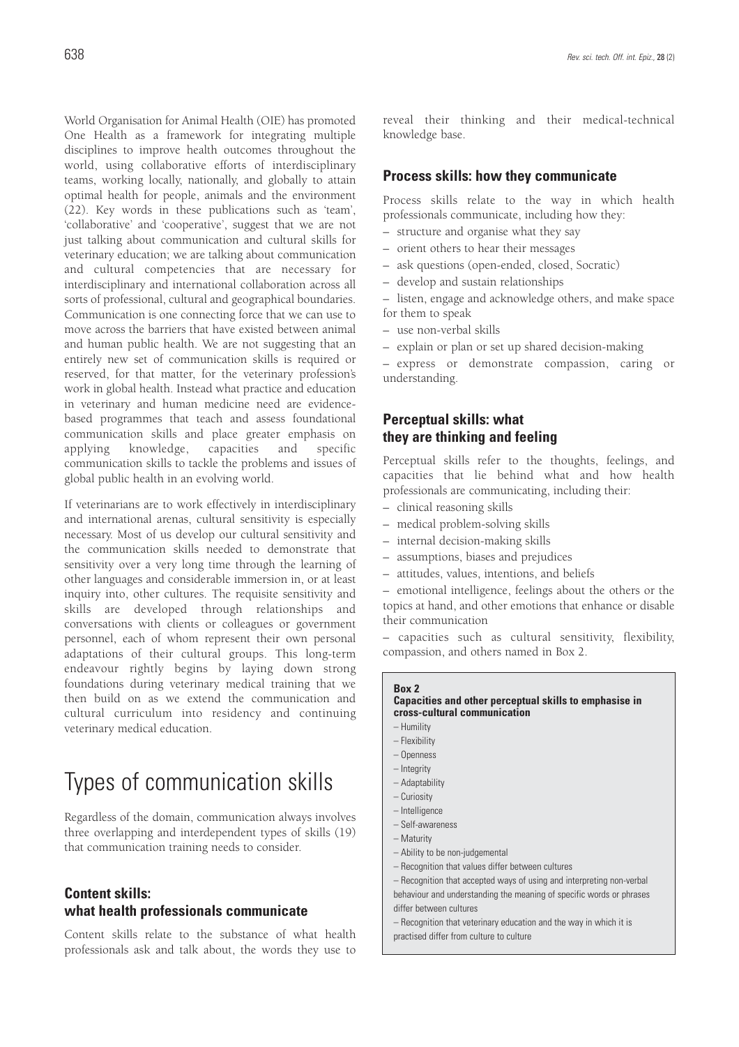World Organisation for Animal Health (OIE) has promoted One Health as a framework for integrating multiple disciplines to improve health outcomes throughout the world, using collaborative efforts of interdisciplinary teams, working locally, nationally, and globally to attain optimal health for people, animals and the environment (22). Key words in these publications such as 'team', 'collaborative' and 'cooperative', suggest that we are not just talking about communication and cultural skills for veterinary education; we are talking about communication and cultural competencies that are necessary for interdisciplinary and international collaboration across all sorts of professional, cultural and geographical boundaries. Communication is one connecting force that we can use to move across the barriers that have existed between animal and human public health. We are not suggesting that an entirely new set of communication skills is required or reserved, for that matter, for the veterinary profession's work in global health. Instead what practice and education in veterinary and human medicine need are evidence-based programmes that teach and assess foundational communication skills and place greater emphasis on applying knowledge, capacities and specific communication skills to tackle the problems and issues of global public health in an evolving world.

If veterinarians are to work effectively in interdisciplinary and international arenas, cultural sensitivity is especially necessary. Most of us develop our cultural sensitivity and the communication skills needed to demonstrate that sensitivity over a very long time through the learning of other languages and considerable immersion in, or at least inquiry into, other cultures. The requisite sensitivity and skills are developed through relationships and conversations with clients or colleagues or government personnel, each of whom represent their own personal adaptations of their cultural groups. This long-term endeavour rightly begins by laying down strong foundations during veterinary medical training that we then build on as we extend the communication and cultural curriculum into residency and continuing veterinary medical education.

# Types of communication skills

Regardless of the domain, communication always involves three overlapping and interdependent types of skills (19) that communication training needs to consider.

### Content skills: what health professionals communicate

Content skills relate to the substance of what health professionals ask and talk about, the words they use to reveal their thinking and their medical-technical knowledge base.

### Process skills: how they communicate

Process skills relate to the way in which health professionals communicate, including how they:

- structure and organise what they say
- orient others to hear their messages
- ask questions (open-ended, closed, Socratic)
- develop and sustain relationships
- listen, engage and acknowledge others, and make space for them to speak
- use non-verbal skills
- explain or plan or set up shared decision-making
- express or demonstrate compassion, caring or understanding.

### Perceptual skills: what they are thinking and feeling

Perceptual skills refer to the thoughts, feelings, and capacities that lie behind what and how health professionals are communicating, including their:

- clinical reasoning skills
- medical problem-solving skills
- internal decision-making skills
- assumptions, biases and prejudices
- attitudes, values, intentions, and beliefs
- emotional intelligence, feelings about the others or the topics at hand, and other emotions that enhance or disable their communication
- capacities such as cultural sensitivity, flexibility, compassion, and others named in Box 2.

**Box 2**
**Capacities and other perceptual skills to emphasise in cross-cultural communication**

- Humility
- Flexibility
- Openness
- Integrity
- Adaptability
- Curiosity
- Intelligence
- Self-awareness
- Maturity
- Ability to be non-judgemental
- Recognition that values differ between cultures
- Recognition that accepted ways of using and interpreting non-verbal behaviour and understanding the meaning of specific words or phrases differ between cultures
- Recognition that veterinary education and the way in which it is practised differ from culture to culture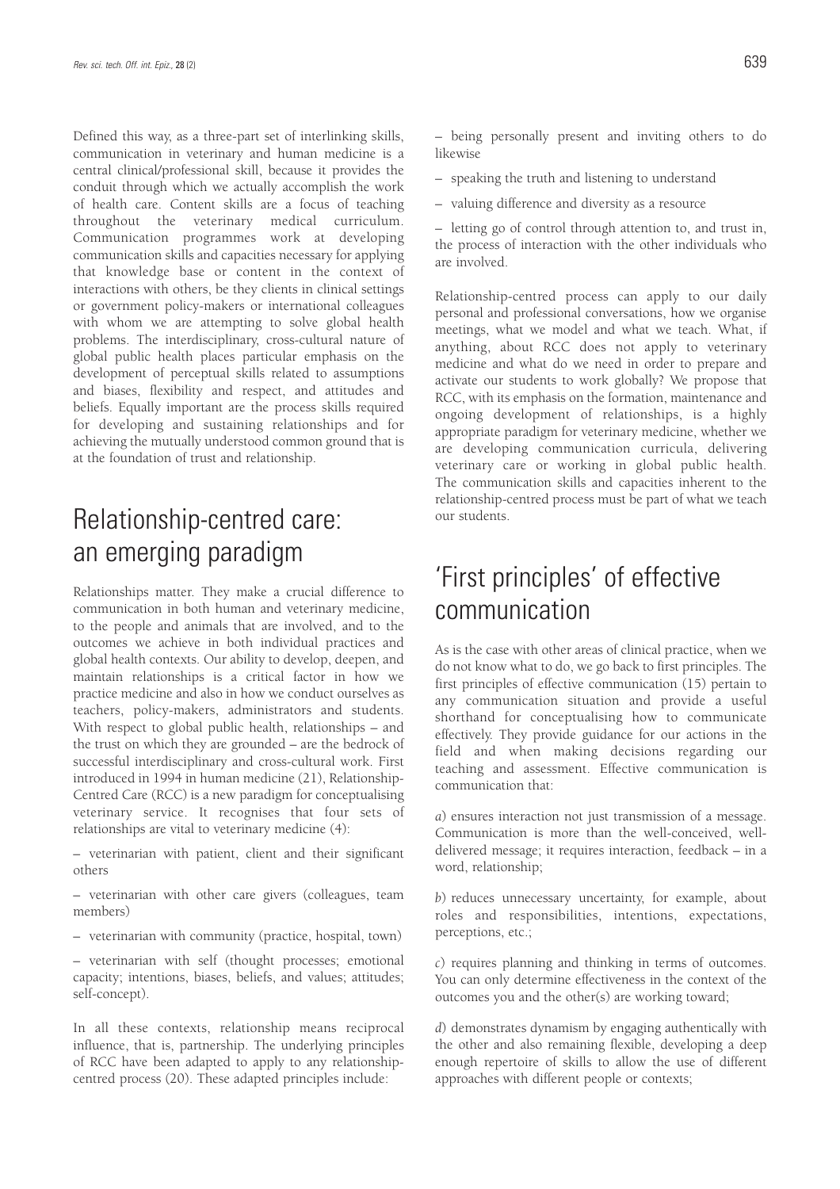Defined this way, as a three-part set of interlinking skills, communication in veterinary and human medicine is a central clinical/professional skill, because it provides the conduit through which we actually accomplish the work of health care. Content skills are a focus of teaching throughout the veterinary medical curriculum. Communication programmes work at developing communication skills and capacities necessary for applying that knowledge base or content in the context of interactions with others, be they clients in clinical settings or government policy-makers or international colleagues with whom we are attempting to solve global health problems. The interdisciplinary, cross-cultural nature of global public health places particular emphasis on the development of perceptual skills related to assumptions and biases, flexibility and respect, and attitudes and beliefs. Equally important are the process skills required for developing and sustaining relationships and for achieving the mutually understood common ground that is at the foundation of trust and relationship.

# Relationship-centred care: an emerging paradigm

Relationships matter. They make a crucial difference to communication in both human and veterinary medicine, to the people and animals that are involved, and to the outcomes we achieve in both individual practices and global health contexts. Our ability to develop, deepen, and maintain relationships is a critical factor in how we practice medicine and also in how we conduct ourselves as teachers, policy-makers, administrators and students. With respect to global public health, relationships – and the trust on which they are grounded – are the bedrock of successful interdisciplinary and cross-cultural work. First introduced in 1994 in human medicine (21), Relationship-Centred Care (RCC) is a new paradigm for conceptualising veterinary service. It recognises that four sets of relationships are vital to veterinary medicine (4):

– veterinarian with patient, client and their significant others

– veterinarian with other care givers (colleagues, team members)

– veterinarian with community (practice, hospital, town)

– veterinarian with self (thought processes; emotional capacity; intentions, biases, beliefs, and values; attitudes; self-concept).

In all these contexts, relationship means reciprocal influence, that is, partnership. The underlying principles of RCC have been adapted to apply to any relationship-centred process (20). These adapted principles include:

– being personally present and inviting others to do likewise

– speaking the truth and listening to understand

– valuing difference and diversity as a resource

– letting go of control through attention to, and trust in, the process of interaction with the other individuals who are involved.

Relationship-centred process can apply to our daily personal and professional conversations, how we organise meetings, what we model and what we teach. What, if anything, about RCC does not apply to veterinary medicine and what do we need in order to prepare and activate our students to work globally? We propose that RCC, with its emphasis on the formation, maintenance and ongoing development of relationships, is a highly appropriate paradigm for veterinary medicine, whether we are developing communication curricula, delivering veterinary care or working in global public health. The communication skills and capacities inherent to the relationship-centred process must be part of what we teach our students.

# 'First principles' of effective communication

As is the case with other areas of clinical practice, when we do not know what to do, we go back to first principles. The first principles of effective communication (15) pertain to any communication situation and provide a useful shorthand for conceptualising how to communicate effectively. They provide guidance for our actions in the field and when making decisions regarding our teaching and assessment. Effective communication is communication that:

*a*) ensures interaction not just transmission of a message. Communication is more than the well-conceived, well-delivered message; it requires interaction, feedback – in a word, relationship;

*b*) reduces unnecessary uncertainty, for example, about roles and responsibilities, intentions, expectations, perceptions, etc.;

*c*) requires planning and thinking in terms of outcomes. You can only determine effectiveness in the context of the outcomes you and the other(s) are working toward;

*d*) demonstrates dynamism by engaging authentically with the other and also remaining flexible, developing a deep enough repertoire of skills to allow the use of different approaches with different people or contexts;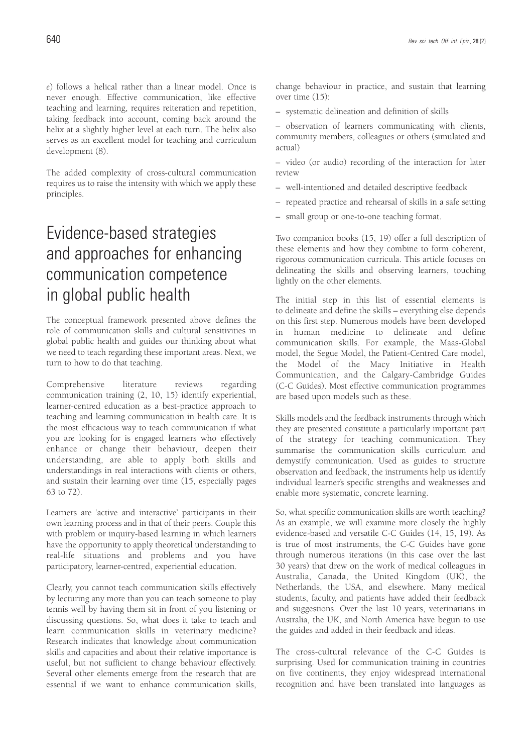*e*) follows a helical rather than a linear model. Once is never enough. Effective communication, like effective teaching and learning, requires reiteration and repetition, taking feedback into account, coming back around the helix at a slightly higher level at each turn. The helix also serves as an excellent model for teaching and curriculum development (8).

The added complexity of cross-cultural communication requires us to raise the intensity with which we apply these principles.

# Evidence-based strategies and approaches for enhancing communication competence in global public health

The conceptual framework presented above defines the role of communication skills and cultural sensitivities in global public health and guides our thinking about what we need to teach regarding these important areas. Next, we turn to how to do that teaching.

Comprehensive literature reviews regarding communication training (2, 10, 15) identify experiential, learner-centred education as a best-practice approach to teaching and learning communication in health care. It is the most efficacious way to teach communication if what you are looking for is engaged learners who effectively enhance or change their behaviour, deepen their understanding, are able to apply both skills and understandings in real interactions with clients or others, and sustain their learning over time (15, especially pages 63 to 72).

Learners are 'active and interactive' participants in their own learning process and in that of their peers. Couple this with problem or inquiry-based learning in which learners have the opportunity to apply theoretical understanding to real-life situations and problems and you have participatory, learner-centred, experiential education.

Clearly, you cannot teach communication skills effectively by lecturing any more than you can teach someone to play tennis well by having them sit in front of you listening or discussing questions. So, what does it take to teach and learn communication skills in veterinary medicine? Research indicates that knowledge about communication skills and capacities and about their relative importance is useful, but not sufficient to change behaviour effectively. Several other elements emerge from the research that are essential if we want to enhance communication skills, change behaviour in practice, and sustain that learning over time (15):

– systematic delineation and definition of skills

– observation of learners communicating with clients, community members, colleagues or others (simulated and actual)

– video (or audio) recording of the interaction for later review

– well-intentioned and detailed descriptive feedback

– repeated practice and rehearsal of skills in a safe setting

– small group or one-to-one teaching format.

Two companion books (15, 19) offer a full description of these elements and how they combine to form coherent, rigorous communication curricula. This article focuses on delineating the skills and observing learners, touching lightly on the other elements.

The initial step in this list of essential elements is to delineate and define the skills – everything else depends on this first step. Numerous models have been developed in human medicine to delineate and define communication skills. For example, the Maas-Global model, the Segue Model, the Patient-Centred Care model, the Model of the Macy Initiative in Health Communication, and the Calgary-Cambridge Guides (C-C Guides). Most effective communication programmes are based upon models such as these.

Skills models and the feedback instruments through which they are presented constitute a particularly important part of the strategy for teaching communication. They summarise the communication skills curriculum and demystify communication. Used as guides to structure observation and feedback, the instruments help us identify individual learner's specific strengths and weaknesses and enable more systematic, concrete learning.

So, what specific communication skills are worth teaching? As an example, we will examine more closely the highly evidence-based and versatile C-C Guides (14, 15, 19). As is true of most instruments, the C-C Guides have gone through numerous iterations (in this case over the last 30 years) that drew on the work of medical colleagues in Australia, Canada, the United Kingdom (UK), the Netherlands, the USA, and elsewhere. Many medical students, faculty, and patients have added their feedback and suggestions. Over the last 10 years, veterinarians in Australia, the UK, and North America have begun to use the guides and added in their feedback and ideas.

The cross-cultural relevance of the C-C Guides is surprising. Used for communication training in countries on five continents, they enjoy widespread international recognition and have been translated into languages as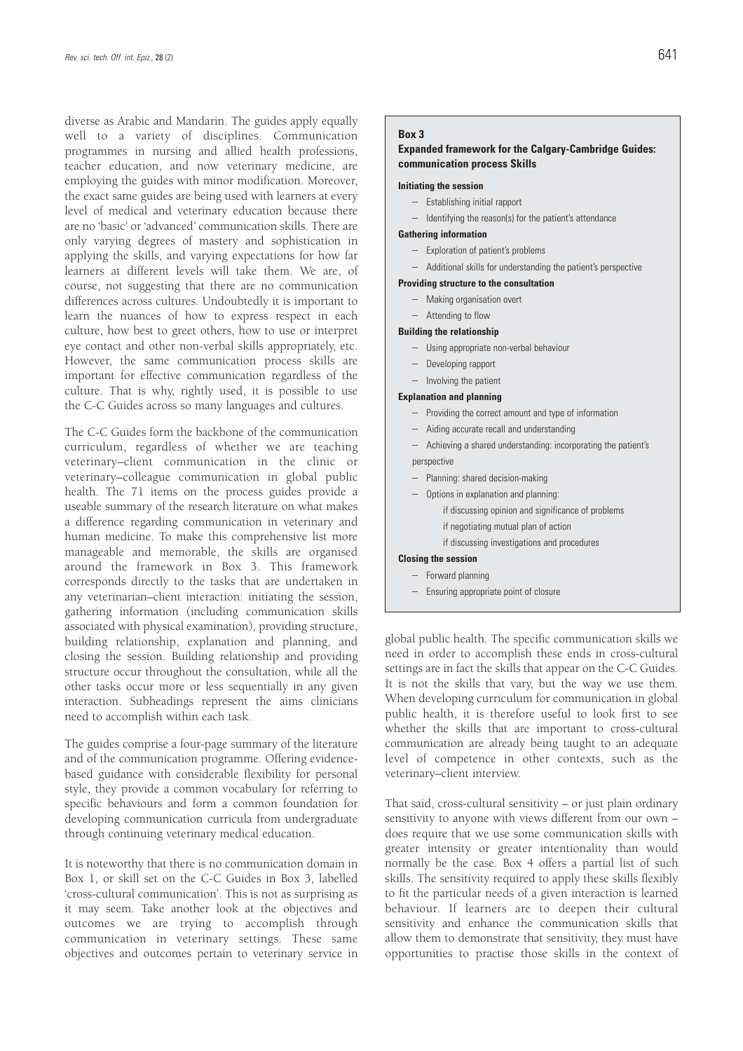diverse as Arabic and Mandarin. The guides apply equally well to a variety of disciplines. Communication programmes in nursing and allied health professions, teacher education, and now veterinary medicine, are employing the guides with minor modification. Moreover, the exact same guides are being used with learners at every level of medical and veterinary education because there are no 'basic' or 'advanced' communication skills. There are only varying degrees of mastery and sophistication in applying the skills, and varying expectations for how far learners at different levels will take them. We are, of course, not suggesting that there are no communication differences across cultures. Undoubtedly it is important to learn the nuances of how to express respect in each culture, how best to greet others, how to use or interpret eye contact and other non-verbal skills appropriately, etc. However, the same communication process skills are important for effective communication regardless of the culture. That is why, rightly used, it is possible to use the C-C Guides across so many languages and cultures.

The C-C Guides form the backbone of the communication curriculum, regardless of whether we are teaching veterinary–client communication in the clinic or veterinary–colleague communication in global public health. The 71 items on the process guides provide a useable summary of the research literature on what makes a difference regarding communication in veterinary and human medicine. To make this comprehensive list more manageable and memorable, the skills are organised around the framework in Box 3. This framework corresponds directly to the tasks that are undertaken in any veterinarian–client interaction: initiating the session, gathering information (including communication skills associated with physical examination), providing structure, building relationship, explanation and planning, and closing the session. Building relationship and providing structure occur throughout the consultation, while all the other tasks occur more or less sequentially in any given interaction. Subheadings represent the aims clinicians need to accomplish within each task.

The guides comprise a four-page summary of the literature and of the communication programme. Offering evidence-based guidance with considerable flexibility for personal style, they provide a common vocabulary for referring to specific behaviours and form a common foundation for developing communication curricula from undergraduate through continuing veterinary medical education.

It is noteworthy that there is no communication domain in Box 1, or skill set on the C-C Guides in Box 3, labelled 'cross-cultural communication'. This is not as surprising as it may seem. Take another look at the objectives and outcomes we are trying to accomplish through communication in veterinary settings. These same objectives and outcomes pertain to veterinary service in global public health. The specific communication skills we need in order to accomplish these ends in cross-cultural settings are in fact the skills that appear on the C-C Guides. It is not the skills that vary, but the way we use them. When developing curriculum for communication in global public health, it is therefore useful to look first to see whether the skills that are important to cross-cultural communication are already being taught to an adequate level of competence in other contexts, such as the veterinary–client interview.

That said, cross-cultural sensitivity – or just plain ordinary sensitivity to anyone with views different from our own – does require that we use some communication skills with greater intensity or greater intentionality than would normally be the case. Box 4 offers a partial list of such skills. The sensitivity required to apply these skills flexibly to fit the particular needs of a given interaction is learned behaviour. If learners are to deepen their cultural sensitivity and enhance the communication skills that allow them to demonstrate that sensitivity, they must have opportunities to practise those skills in the context of

**Box 3**

**Expanded framework for the Calgary-Cambridge Guides: communication process Skills**

**Initiating the session**
- Establishing initial rapport
- Identifying the reason(s) for the patient's attendance

**Gathering information**
- Exploration of patient's problems
- Additional skills for understanding the patient's perspective

**Providing structure to the consultation**
- Making organisation overt
- Attending to flow

**Building the relationship**
- Using appropriate non-verbal behaviour
- Developing rapport
- Involving the patient

**Explanation and planning**
- Providing the correct amount and type of information
- Aiding accurate recall and understanding
- Achieving a shared understanding: incorporating the patient's perspective
- Planning: shared decision-making
- Options in explanation and planning:
  - if discussing opinion and significance of problems
  - if negotiating mutual plan of action
  - if discussing investigations and procedures

**Closing the session**
- Forward planning
- Ensuring appropriate point of closure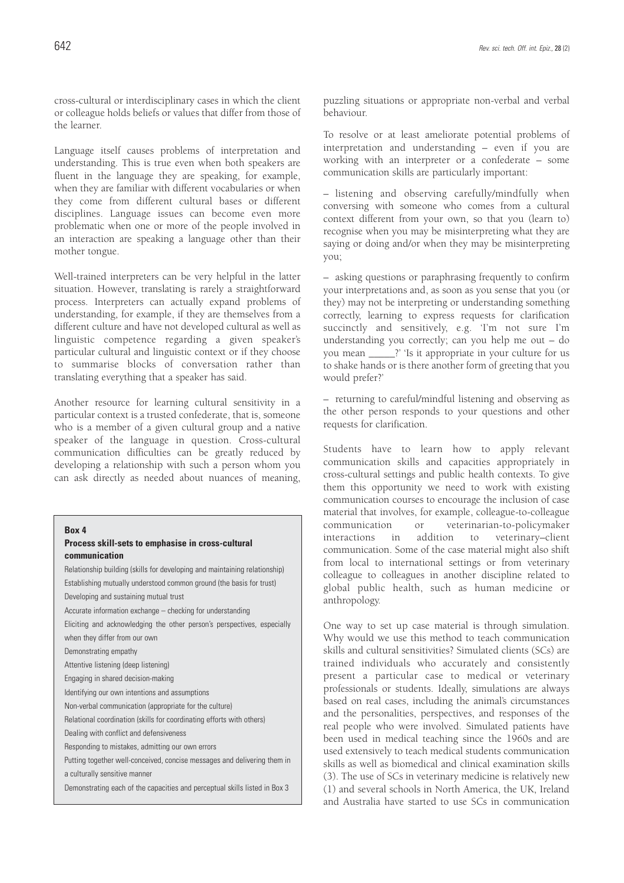cross-cultural or interdisciplinary cases in which the client or colleague holds beliefs or values that differ from those of the learner.

Language itself causes problems of interpretation and understanding. This is true even when both speakers are fluent in the language they are speaking, for example, when they are familiar with different vocabularies or when they come from different cultural bases or different disciplines. Language issues can become even more problematic when one or more of the people involved in an interaction are speaking a language other than their mother tongue.

Well-trained interpreters can be very helpful in the latter situation. However, translating is rarely a straightforward process. Interpreters can actually expand problems of understanding, for example, if they are themselves from a different culture and have not developed cultural as well as linguistic competence regarding a given speaker's particular cultural and linguistic context or if they choose to summarise blocks of conversation rather than translating everything that a speaker has said.

Another resource for learning cultural sensitivity in a particular context is a trusted confederate, that is, someone who is a member of a given cultural group and a native speaker of the language in question. Cross-cultural communication difficulties can be greatly reduced by developing a relationship with such a person whom you can ask directly as needed about nuances of meaning, puzzling situations or appropriate non-verbal and verbal behaviour.

To resolve or at least ameliorate potential problems of interpretation and understanding – even if you are working with an interpreter or a confederate – some communication skills are particularly important:

– listening and observing carefully/mindfully when conversing with someone who comes from a cultural context different from your own, so that you (learn to) recognise when you may be misinterpreting what they are saying or doing and/or when they may be misinterpreting you;

– asking questions or paraphrasing frequently to confirm your interpretations and, as soon as you sense that you (or they) may not be interpreting or understanding something correctly, learning to express requests for clarification succinctly and sensitively, e.g. 'I'm not sure I'm understanding you correctly; can you help me out – do you mean _____?' 'Is it appropriate in your culture for us to shake hands or is there another form of greeting that you would prefer?'

– returning to careful/mindful listening and observing as the other person responds to your questions and other requests for clarification.

Students have to learn how to apply relevant communication skills and capacities appropriately in cross-cultural settings and public health contexts. To give them this opportunity we need to work with existing communication courses to encourage the inclusion of case material that involves, for example, colleague-to-colleague communication or veterinarian-to-policymaker interactions in addition to veterinary–client communication. Some of the case material might also shift from local to international settings or from veterinary colleague to colleagues in another discipline related to global public health, such as human medicine or anthropology.

One way to set up case material is through simulation. Why would we use this method to teach communication skills and cultural sensitivities? Simulated clients (SCs) are trained individuals who accurately and consistently present a particular case to medical or veterinary professionals or students. Ideally, simulations are always based on real cases, including the animal's circumstances and the personalities, perspectives, and responses of the real people who were involved. Simulated patients have been used in medical teaching since the 1960s and are used extensively to teach medical students communication skills as well as biomedical and clinical examination skills (3). The use of SCs in veterinary medicine is relatively new (1) and several schools in North America, the UK, Ireland and Australia have started to use SCs in communication

**Box 4**

**Process skill-sets to emphasise in cross-cultural communication**

- Relationship building (skills for developing and maintaining relationship)
- Establishing mutually understood common ground (the basis for trust)
- Developing and sustaining mutual trust
- Accurate information exchange – checking for understanding
- Eliciting and acknowledging the other person's perspectives, especially when they differ from our own
- Demonstrating empathy
- Attentive listening (deep listening)
- Engaging in shared decision-making
- Identifying our own intentions and assumptions
- Non-verbal communication (appropriate for the culture)
- Relational coordination (skills for coordinating efforts with others)
- Dealing with conflict and defensiveness
- Responding to mistakes, admitting our own errors
- Putting together well-conceived, concise messages and delivering them in a culturally sensitive manner
- Demonstrating each of the capacities and perceptual skills listed in Box 3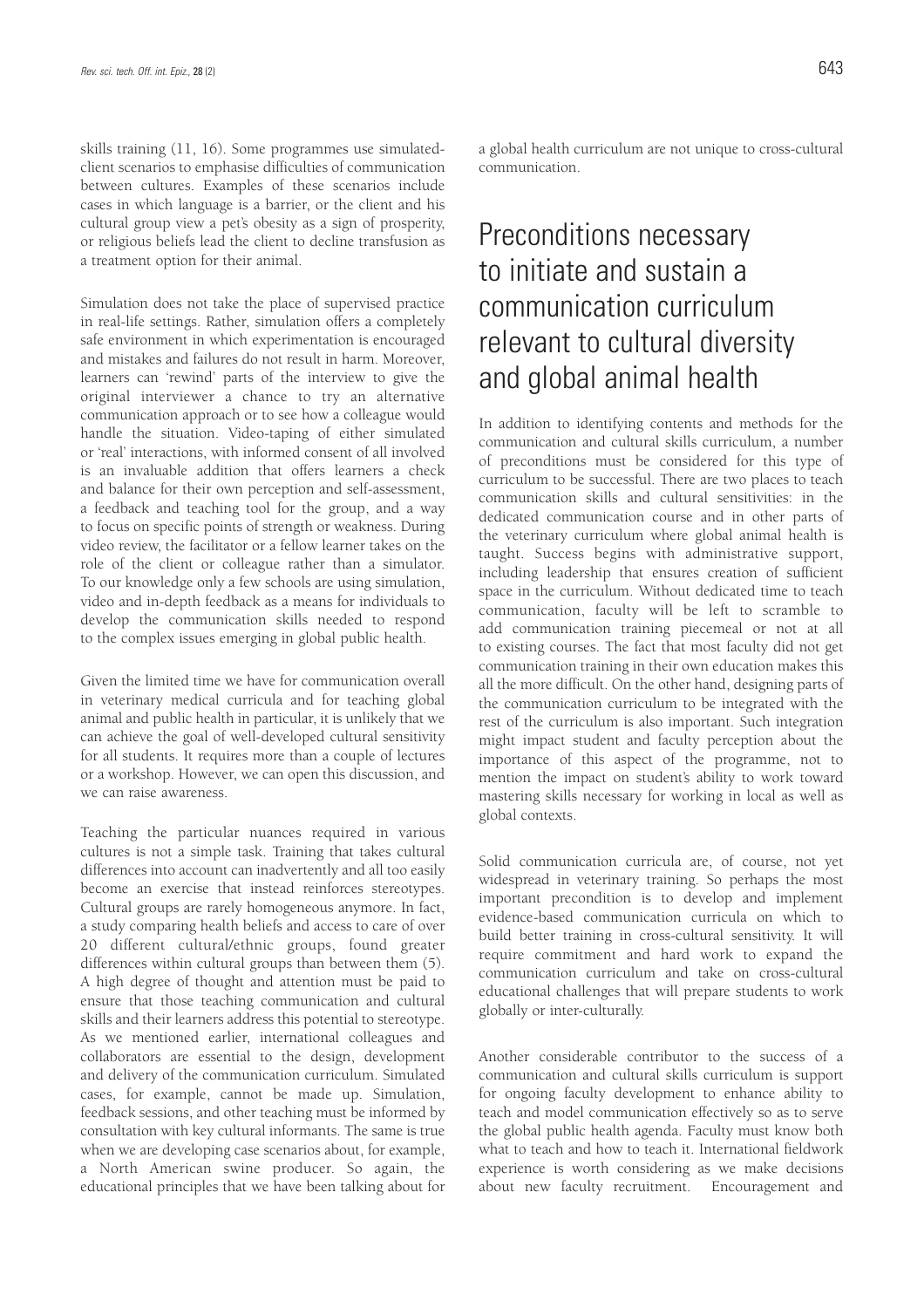skills training (11, 16). Some programmes use simulated-client scenarios to emphasise difficulties of communication between cultures. Examples of these scenarios include cases in which language is a barrier, or the client and his cultural group view a pet's obesity as a sign of prosperity, or religious beliefs lead the client to decline transfusion as a treatment option for their animal.

Simulation does not take the place of supervised practice in real-life settings. Rather, simulation offers a completely safe environment in which experimentation is encouraged and mistakes and failures do not result in harm. Moreover, learners can 'rewind' parts of the interview to give the original interviewer a chance to try an alternative communication approach or to see how a colleague would handle the situation. Video-taping of either simulated or 'real' interactions, with informed consent of all involved is an invaluable addition that offers learners a check and balance for their own perception and self-assessment, a feedback and teaching tool for the group, and a way to focus on specific points of strength or weakness. During video review, the facilitator or a fellow learner takes on the role of the client or colleague rather than a simulator. To our knowledge only a few schools are using simulation, video and in-depth feedback as a means for individuals to develop the communication skills needed to respond to the complex issues emerging in global public health.

Given the limited time we have for communication overall in veterinary medical curricula and for teaching global animal and public health in particular, it is unlikely that we can achieve the goal of well-developed cultural sensitivity for all students. It requires more than a couple of lectures or a workshop. However, we can open this discussion, and we can raise awareness.

Teaching the particular nuances required in various cultures is not a simple task. Training that takes cultural differences into account can inadvertently and all too easily become an exercise that instead reinforces stereotypes. Cultural groups are rarely homogeneous anymore. In fact, a study comparing health beliefs and access to care of over 20 different cultural/ethnic groups, found greater differences within cultural groups than between them (5). A high degree of thought and attention must be paid to ensure that those teaching communication and cultural skills and their learners address this potential to stereotype. As we mentioned earlier, international colleagues and collaborators are essential to the design, development and delivery of the communication curriculum. Simulated cases, for example, cannot be made up. Simulation, feedback sessions, and other teaching must be informed by consultation with key cultural informants. The same is true when we are developing case scenarios about, for example, a North American swine producer. So again, the educational principles that we have been talking about for a global health curriculum are not unique to cross-cultural communication.

# Preconditions necessary to initiate and sustain a communication curriculum relevant to cultural diversity and global animal health

In addition to identifying contents and methods for the communication and cultural skills curriculum, a number of preconditions must be considered for this type of curriculum to be successful. There are two places to teach communication skills and cultural sensitivities: in the dedicated communication course and in other parts of the veterinary curriculum where global animal health is taught. Success begins with administrative support, including leadership that ensures creation of sufficient space in the curriculum. Without dedicated time to teach communication, faculty will be left to scramble to add communication training piecemeal or not at all to existing courses. The fact that most faculty did not get communication training in their own education makes this all the more difficult. On the other hand, designing parts of the communication curriculum to be integrated with the rest of the curriculum is also important. Such integration might impact student and faculty perception about the importance of this aspect of the programme, not to mention the impact on student's ability to work toward mastering skills necessary for working in local as well as global contexts.

Solid communication curricula are, of course, not yet widespread in veterinary training. So perhaps the most important precondition is to develop and implement evidence-based communication curricula on which to build better training in cross-cultural sensitivity. It will require commitment and hard work to expand the communication curriculum and take on cross-cultural educational challenges that will prepare students to work globally or inter-culturally.

Another considerable contributor to the success of a communication and cultural skills curriculum is support for ongoing faculty development to enhance ability to teach and model communication effectively so as to serve the global public health agenda. Faculty must know both what to teach and how to teach it. International fieldwork experience is worth considering as we make decisions about new faculty recruitment. Encouragement and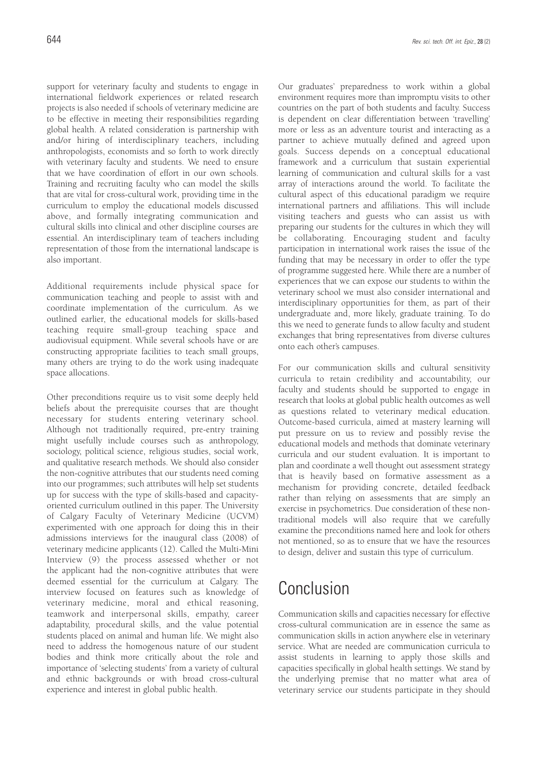support for veterinary faculty and students to engage in international fieldwork experiences or related research projects is also needed if schools of veterinary medicine are to be effective in meeting their responsibilities regarding global health. A related consideration is partnership with and/or hiring of interdisciplinary teachers, including anthropologists, economists and so forth to work directly with veterinary faculty and students. We need to ensure that we have coordination of effort in our own schools. Training and recruiting faculty who can model the skills that are vital for cross-cultural work, providing time in the curriculum to employ the educational models discussed above, and formally integrating communication and cultural skills into clinical and other discipline courses are essential. An interdisciplinary team of teachers including representation of those from the international landscape is also important.

Additional requirements include physical space for communication teaching and people to assist with and coordinate implementation of the curriculum. As we outlined earlier, the educational models for skills-based teaching require small-group teaching space and audiovisual equipment. While several schools have or are constructing appropriate facilities to teach small groups, many others are trying to do the work using inadequate space allocations.

Other preconditions require us to visit some deeply held beliefs about the prerequisite courses that are thought necessary for students entering veterinary school. Although not traditionally required, pre-entry training might usefully include courses such as anthropology, sociology, political science, religious studies, social work, and qualitative research methods. We should also consider the non-cognitive attributes that our students need coming into our programmes; such attributes will help set students up for success with the type of skills-based and capacity-oriented curriculum outlined in this paper. The University of Calgary Faculty of Veterinary Medicine (UCVM) experimented with one approach for doing this in their admissions interviews for the inaugural class (2008) of veterinary medicine applicants (12). Called the Multi-Mini Interview (9) the process assessed whether or not the applicant had the non-cognitive attributes that were deemed essential for the curriculum at Calgary. The interview focused on features such as knowledge of veterinary medicine, moral and ethical reasoning, teamwork and interpersonal skills, empathy, career adaptability, procedural skills, and the value potential students placed on animal and human life. We might also need to address the homogenous nature of our student bodies and think more critically about the role and importance of 'selecting students' from a variety of cultural and ethnic backgrounds or with broad cross-cultural experience and interest in global public health.

Our graduates' preparedness to work within a global environment requires more than impromptu visits to other countries on the part of both students and faculty. Success is dependent on clear differentiation between 'travelling' more or less as an adventure tourist and interacting as a partner to achieve mutually defined and agreed upon goals. Success depends on a conceptual educational framework and a curriculum that sustain experiential learning of communication and cultural skills for a vast array of interactions around the world. To facilitate the cultural aspect of this educational paradigm we require international partners and affiliations. This will include visiting teachers and guests who can assist us with preparing our students for the cultures in which they will be collaborating. Encouraging student and faculty participation in international work raises the issue of the funding that may be necessary in order to offer the type of programme suggested here. While there are a number of experiences that we can expose our students to within the veterinary school we must also consider international and interdisciplinary opportunities for them, as part of their undergraduate and, more likely, graduate training. To do this we need to generate funds to allow faculty and student exchanges that bring representatives from diverse cultures onto each other's campuses.

For our communication skills and cultural sensitivity curricula to retain credibility and accountability, our faculty and students should be supported to engage in research that looks at global public health outcomes as well as questions related to veterinary medical education. Outcome-based curricula, aimed at mastery learning will put pressure on us to review and possibly revise the educational models and methods that dominate veterinary curricula and our student evaluation. It is important to plan and coordinate a well thought out assessment strategy that is heavily based on formative assessment as a mechanism for providing concrete, detailed feedback rather than relying on assessments that are simply an exercise in psychometrics. Due consideration of these non-traditional models will also require that we carefully examine the preconditions named here and look for others not mentioned, so as to ensure that we have the resources to design, deliver and sustain this type of curriculum.

# Conclusion

Communication skills and capacities necessary for effective cross-cultural communication are in essence the same as communication skills in action anywhere else in veterinary service. What are needed are communication curricula to assist students in learning to apply those skills and capacities specifically in global health settings. We stand by the underlying premise that no matter what area of veterinary service our students participate in they should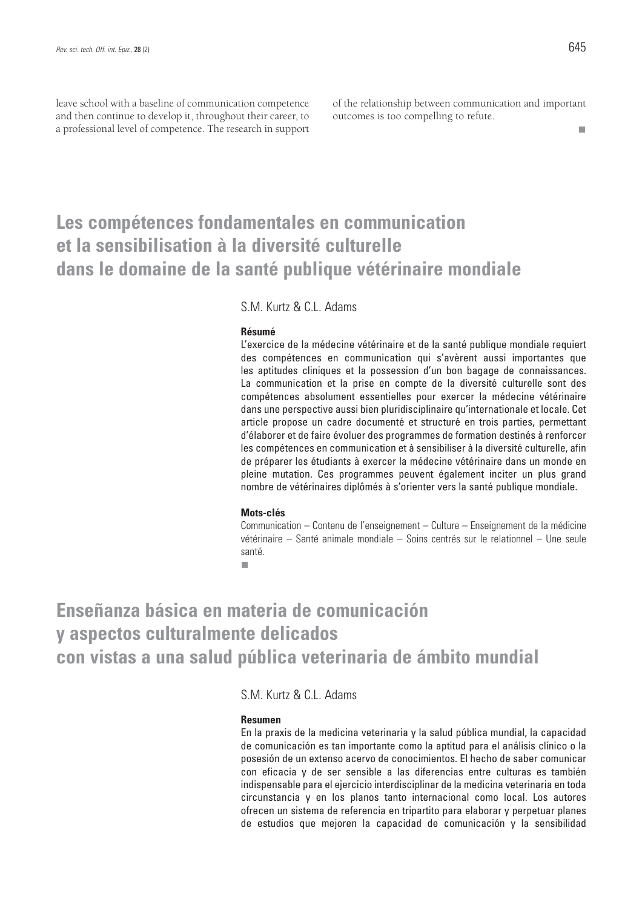leave school with a baseline of communication competence and then continue to develop it, throughout their career, to a professional level of competence. The research in support of the relationship between communication and important outcomes is too compelling to refute.

■

## Les compétences fondamentales en communication et la sensibilisation à la diversité culturelle dans le domaine de la santé publique vétérinaire mondiale

S.M. Kurtz & C.L. Adams

**Résumé**

L'exercice de la médecine vétérinaire et de la santé publique mondiale requiert des compétences en communication qui s'avèrent aussi importantes que les aptitudes cliniques et la possession d'un bon bagage de connaissances. La communication et la prise en compte de la diversité culturelle sont des compétences absolument essentielles pour exercer la médecine vétérinaire dans une perspective aussi bien pluridisciplinaire qu'internationale et locale. Cet article propose un cadre documenté et structuré en trois parties, permettant d'élaborer et de faire évoluer des programmes de formation destinés à renforcer les compétences en communication et à sensibiliser à la diversité culturelle, afin de préparer les étudiants à exercer la médecine vétérinaire dans un monde en pleine mutation. Ces programmes peuvent également inciter un plus grand nombre de vétérinaires diplômés à s'orienter vers la santé publique mondiale.

**Mots-clés**

Communication – Contenu de l'enseignement – Culture – Enseignement de la médicine vétérinaire – Santé animale mondiale – Soins centrés sur le relationnel – Une seule santé.

■

## Enseñanza básica en materia de comunicación y aspectos culturalmente delicados con vistas a una salud pública veterinaria de ámbito mundial

S.M. Kurtz & C.L. Adams

**Resumen**

En la praxis de la medicina veterinaria y la salud pública mundial, la capacidad de comunicación es tan importante como la aptitud para el análisis clínico o la posesión de un extenso acervo de conocimientos. El hecho de saber comunicar con eficacia y de ser sensible a las diferencias entre culturas es también indispensable para el ejercicio interdisciplinar de la medicina veterinaria en toda circunstancia y en los planos tanto internacional como local. Los autores ofrecen un sistema de referencia en tripartito para elaborar y perpetuar planes de estudios que mejoren la capacidad de comunicación y la sensibilidad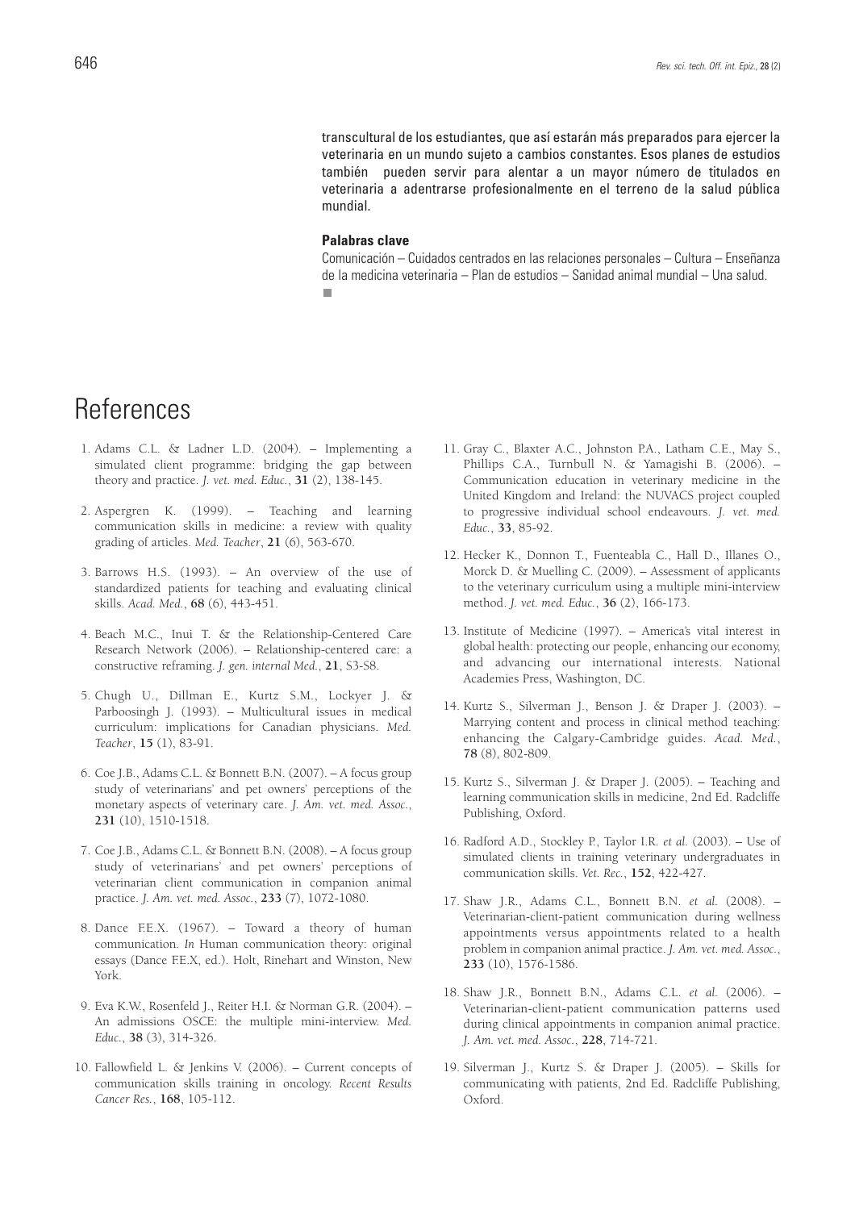transcultural de los estudiantes, que así estarán más preparados para ejercer la veterinaria en un mundo sujeto a cambios constantes. Esos planes de estudios también pueden servir para alentar a un mayor número de titulados en veterinaria a adentrarse profesionalmente en el terreno de la salud pública mundial.

**Palabras clave**

Comunicación – Cuidados centrados en las relaciones personales – Cultura – Enseñanza de la medicina veterinaria – Plan de estudios – Sanidad animal mundial – Una salud.

# References

1. Adams C.L. & Ladner L.D. (2004). – Implementing a simulated client programme: bridging the gap between theory and practice. *J. vet. med. Educ.*, **31** (2), 138-145.

2. Aspergren K. (1999). – Teaching and learning communication skills in medicine: a review with quality grading of articles. *Med. Teacher*, **21** (6), 563-670.

3. Barrows H.S. (1993). – An overview of the use of standardized patients for teaching and evaluating clinical skills. *Acad. Med.*, **68** (6), 443-451.

4. Beach M.C., Inui T. & the Relationship-Centered Care Research Network (2006). – Relationship-centered care: a constructive reframing. *J. gen. internal Med.*, **21**, S3-S8.

5. Chugh U., Dillman E., Kurtz S.M., Lockyer J. & Parboosingh J. (1993). – Multicultural issues in medical curriculum: implications for Canadian physicians. *Med. Teacher*, **15** (1), 83-91.

6. Coe J.B., Adams C.L. & Bonnett B.N. (2007). – A focus group study of veterinarians' and pet owners' perceptions of the monetary aspects of veterinary care. *J. Am. vet. med. Assoc.*, **231** (10), 1510-1518.

7. Coe J.B., Adams C.L. & Bonnett B.N. (2008). – A focus group study of veterinarians' and pet owners' perceptions of veterinarian client communication in companion animal practice. *J. Am. vet. med. Assoc.*, **233** (7), 1072-1080.

8. Dance F.E.X. (1967). – Toward a theory of human communication. *In* Human communication theory: original essays (Dance F.E.X, ed.). Holt, Rinehart and Winston, New York.

9. Eva K.W., Rosenfeld J., Reiter H.I. & Norman G.R. (2004). – An admissions OSCE: the multiple mini-interview. *Med. Educ.*, **38** (3), 314-326.

10. Fallowfield L. & Jenkins V. (2006). – Current concepts of communication skills training in oncology. *Recent Results Cancer Res.*, **168**, 105-112.

11. Gray C., Blaxter A.C., Johnston P.A., Latham C.E., May S., Phillips C.A., Turnbull N. & Yamagishi B. (2006). – Communication education in veterinary medicine in the United Kingdom and Ireland: the NUVACS project coupled to progressive individual school endeavours. *J. vet. med. Educ.*, **33**, 85-92.

12. Hecker K., Donnon T., Fuenteabla C., Hall D., Illanes O., Morck D. & Muelling C. (2009). – Assessment of applicants to the veterinary curriculum using a multiple mini-interview method. *J. vet. med. Educ.*, **36** (2), 166-173.

13. Institute of Medicine (1997). – America's vital interest in global health: protecting our people, enhancing our economy, and advancing our international interests. National Academies Press, Washington, DC.

14. Kurtz S., Silverman J., Benson J. & Draper J. (2003). – Marrying content and process in clinical method teaching: enhancing the Calgary-Cambridge guides. *Acad. Med.*, **78** (8), 802-809.

15. Kurtz S., Silverman J. & Draper J. (2005). – Teaching and learning communication skills in medicine, 2nd Ed. Radcliffe Publishing, Oxford.

16. Radford A.D., Stockley P., Taylor I.R. *et al.* (2003). – Use of simulated clients in training veterinary undergraduates in communication skills. *Vet. Rec.*, **152**, 422-427.

17. Shaw J.R., Adams C.L., Bonnett B.N. *et al.* (2008). – Veterinarian-client-patient communication during wellness appointments versus appointments related to a health problem in companion animal practice. *J. Am. vet. med. Assoc.*, **233** (10), 1576-1586.

18. Shaw J.R., Bonnett B.N., Adams C.L. *et al.* (2006). – Veterinarian-client-patient communication patterns used during clinical appointments in companion animal practice. *J. Am. vet. med. Assoc.*, **228**, 714-721.

19. Silverman J., Kurtz S. & Draper J. (2005). – Skills for communicating with patients, 2nd Ed. Radcliffe Publishing, Oxford.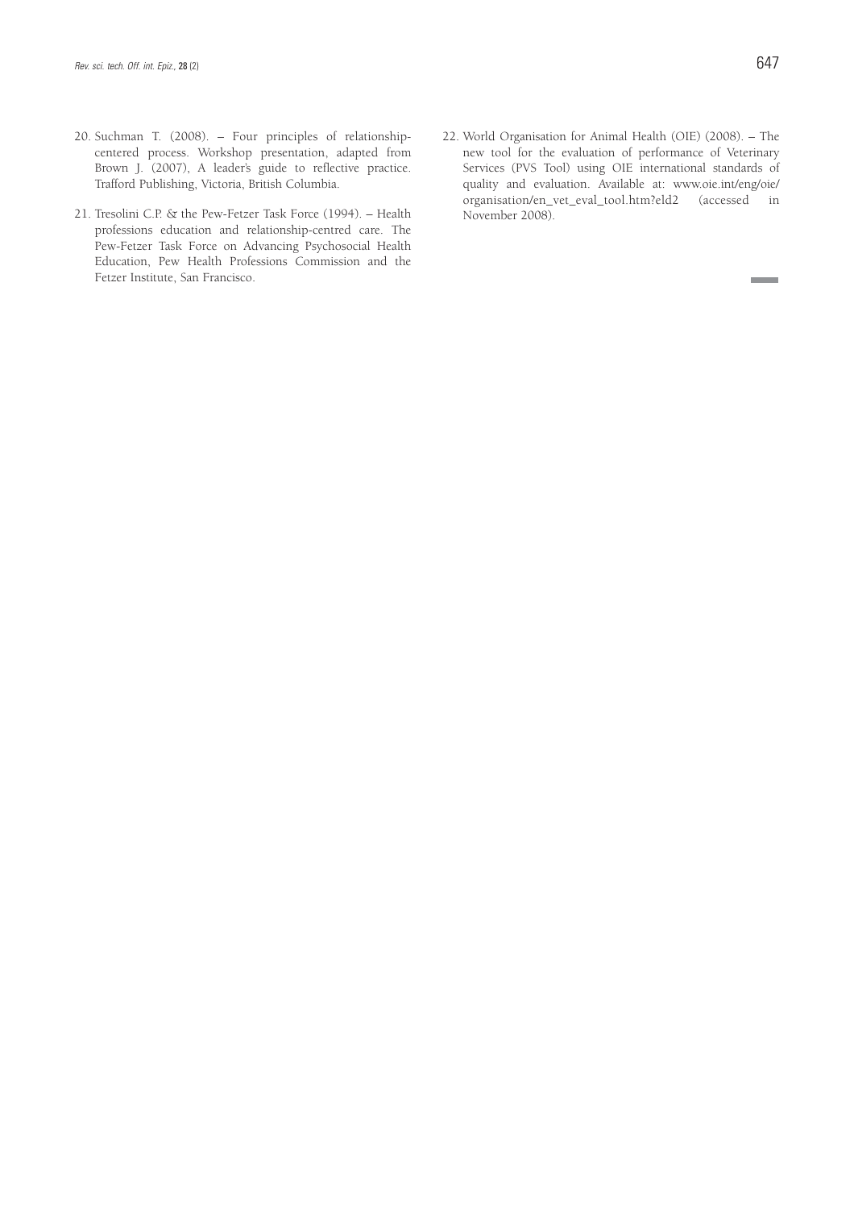20. Suchman T. (2008). – Four principles of relationship-centered process. Workshop presentation, adapted from Brown J. (2007), A leader's guide to reflective practice. Trafford Publishing, Victoria, British Columbia.

21. Tresolini C.P. & the Pew-Fetzer Task Force (1994). – Health professions education and relationship-centred care. The Pew-Fetzer Task Force on Advancing Psychosocial Health Education, Pew Health Professions Commission and the Fetzer Institute, San Francisco.

22. World Organisation for Animal Health (OIE) (2008). – The new tool for the evaluation of performance of Veterinary Services (PVS Tool) using OIE international standards of quality and evaluation. Available at: www.oie.int/eng/oie/organisation/en_vet_eval_tool.htm?eld2 (accessed in November 2008).